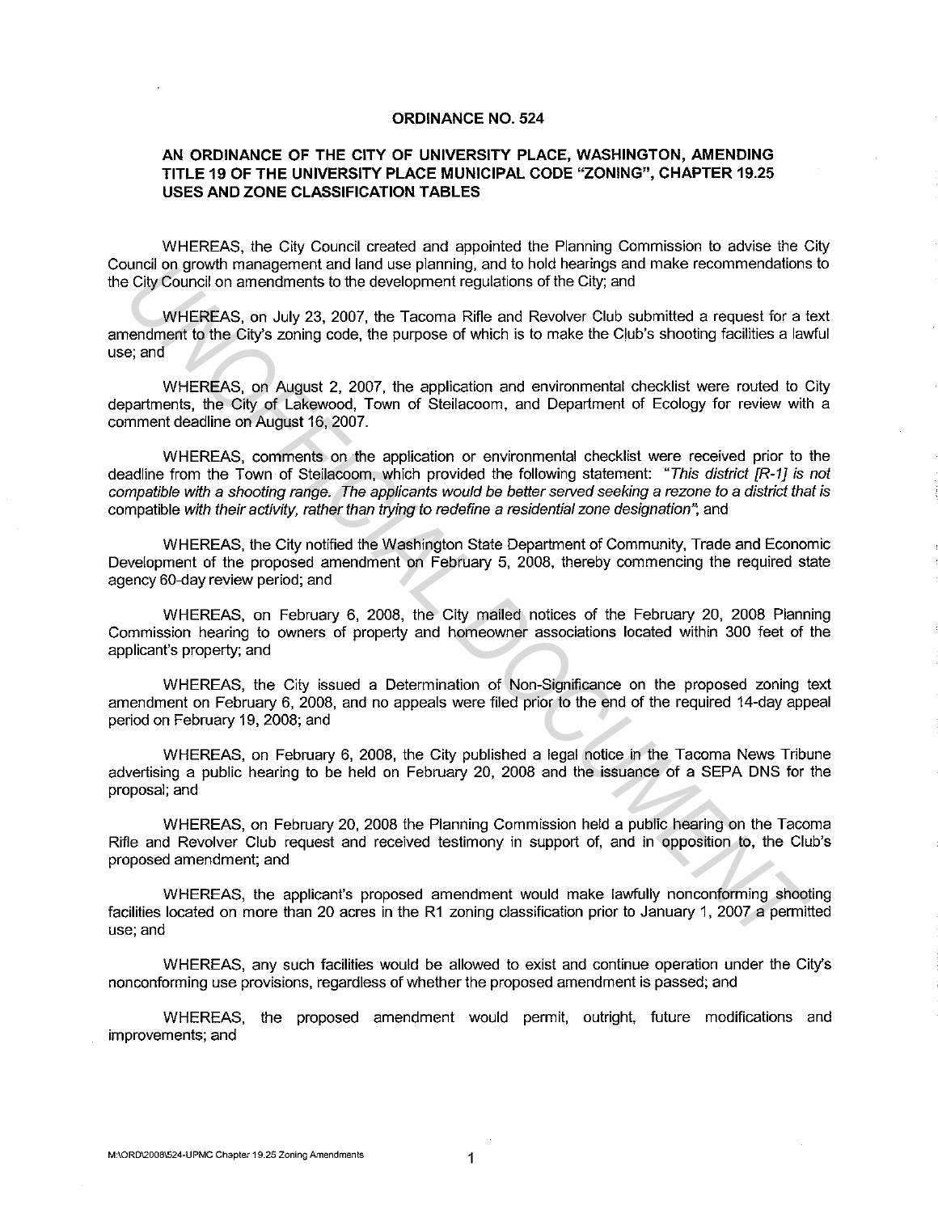**ORDINANCE NO. 524**

**AN ORDINANCE OF THE CITY OF UNIVERSITY PLACE, WASHINGTON, AMENDING TITLE 19 OF THE UNIVERSITY PLACE MUNICIPAL CODE "ZONING", CHAPTER 19.25 USES AND ZONE CLASSIFICATION TABLES**

WHEREAS, the City Council created and appointed the Planning Commission to advise the City Council on growth management and land use planning, and to hold hearings and make recommendations to the City Council on amendments to the development regulations of the City; and

WHEREAS, on July 23, 2007, the Tacoma Rifle and Revolver Club submitted a request for a text amendment to the City's zoning code, the purpose of which is to make the Club's shooting facilities a lawful use; and

WHEREAS, on August 2, 2007, the application and environmental checklist were routed to City departments, the City of Lakewood, Town of Steilacoom, and Department of Ecology for review with a comment deadline on August 16, 2007.

WHEREAS, comments on the application or environmental checklist were received prior to the deadline from the Town of Steilacoom, which provided the following statement: *"This district [R-1] is not compatible with a shooting range. The applicants would be better served seeking a rezone to a district that is compatible with their activity, rather than trying to redefine a residential zone designation"*; and

WHEREAS, the City notified the Washington State Department of Community, Trade and Economic Development of the proposed amendment on February 5, 2008, thereby commencing the required state agency 60-day review period; and

WHEREAS, on February 6, 2008, the City mailed notices of the February 20, 2008 Planning Commission hearing to owners of property and homeowner associations located within 300 feet of the applicant's property; and

WHEREAS, the City issued a Determination of Non-Significance on the proposed zoning text amendment on February 6, 2008, and no appeals were filed prior to the end of the required 14-day appeal period on February 19, 2008; and

WHEREAS, on February 6, 2008, the City published a legal notice in the Tacoma News Tribune advertising a public hearing to be held on February 20, 2008 and the issuance of a SEPA DNS for the proposal; and

WHEREAS, on February 20, 2008 the Planning Commission held a public hearing on the Tacoma Rifle and Revolver Club request and received testimony in support of, and in opposition to, the Club's proposed amendment; and

WHEREAS, the applicant's proposed amendment would make lawfully nonconforming shooting facilities located on more than 20 acres in the R1 zoning classification prior to January 1, 2007 a permitted use; and

WHEREAS, any such facilities would be allowed to exist and continue operation under the City's nonconforming use provisions, regardless of whether the proposed amendment is passed; and

WHEREAS, the proposed amendment would permit, outright, future modifications and improvements; and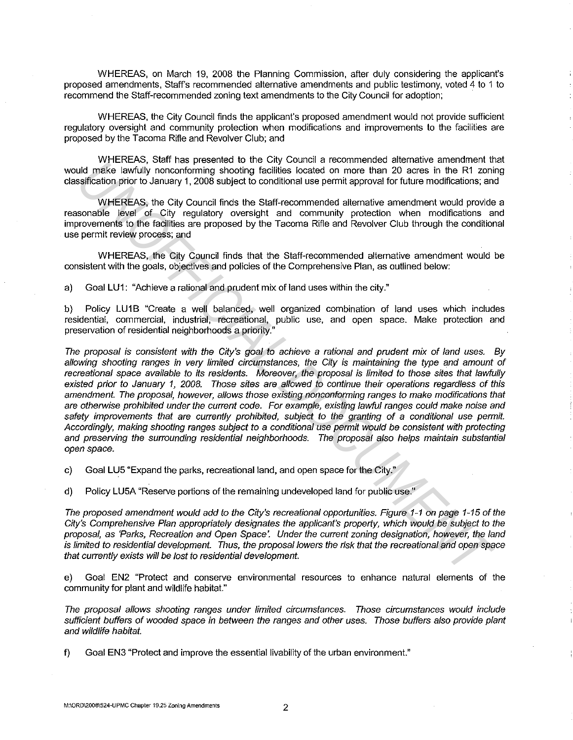WHEREAS, on March 19, 2008 the Planning Commission, after duly considering the applicant's proposed amendments, Staff's recommended alternative amendments and public testimony, voted 4 to 1 to recommend the Staff-recommended zoning text amendments to the City Council for adoption;

WHEREAS, the City Council finds the applicant's proposed amendment would not provide sufficient regulatory oversight and community protection when modifications and improvements to the facilities are proposed by the Tacoma Rifle and Revolver Club; and

WHEREAS, Staff has presented to the City Council a recommended alternative amendment that would make lawfully nonconforming shooting facilities located on more than 20 acres in the R1 zoning classification prior to January 1, 2008 subject to conditional use permit approval for future modifications; and

WHEREAS, the City Council finds the Staff-recommended alternative amendment would provide a reasonable level of City regulatory oversight and community protection when modifications and improvements to the facilities are proposed by the Tacoma Rifle and Revolver Club through the conditional use permit review process; and

WHEREAS, the City Council finds that the Staff-recommended alternative amendment would be consistent with the goals, objectives and policies of the Comprehensive Plan, as outlined below:

a) Goal LU1: "Achieve a rational and prudent mix of land uses within the city."

b) Policy LU1B "Create a well balanced, well organized combination of land uses which includes residential, commercial, industrial, recreational, public use, and open space. Make protection and preservation of residential neighborhoods a priority."

*The proposal is consistent with the City's goal to achieve a rational and prudent mix of land uses. By allowing shooting ranges in very limited circumstances, the City is maintaining the type and amount of recreational space available to its residents. Moreover, the proposal is limited to those sites that lawfully existed prior to January 1, 2008. Those sites are allowed to continue their operations regardless of this amendment. The proposal, however, allows those existing nonconforming ranges to make modifications that are otherwise prohibited under the current code. For example, existing lawful ranges could make noise and safety improvements that are currently prohibited, subject to the granting of a conditional use permit. Accordingly, making shooting ranges subject to a conditional use permit would be consistent with protecting and preserving the surrounding residential neighborhoods. The proposal also helps maintain substantial open space.*

c) Goal LU5 "Expand the parks, recreational land, and open space for the City."

d) Policy LU5A "Reserve portions of the remaining undeveloped land for public use."

*The proposed amendment would add to the City's recreational opportunities. Figure 1-1 on page 1-15 of the City's Comprehensive Plan appropriately designates the applicant's property, which would be subject to the proposal, as 'Parks, Recreation and Open Space'. Under the current zoning designation, however, the land is limited to residential development. Thus, the proposal lowers the risk that the recreational and open space that currently exists will be lost to residential development.*

e) Goal EN2 "Protect and conserve environmental resources to enhance natural elements of the community for plant and wildlife habitat."

*The proposal allows shooting ranges under limited circumstances. Those circumstances would include sufficient buffers of wooded space in between the ranges and other uses. Those buffers also provide plant and wildlife habitat.*

f) Goal EN3 "Protect and improve the essential livability of the urban environment."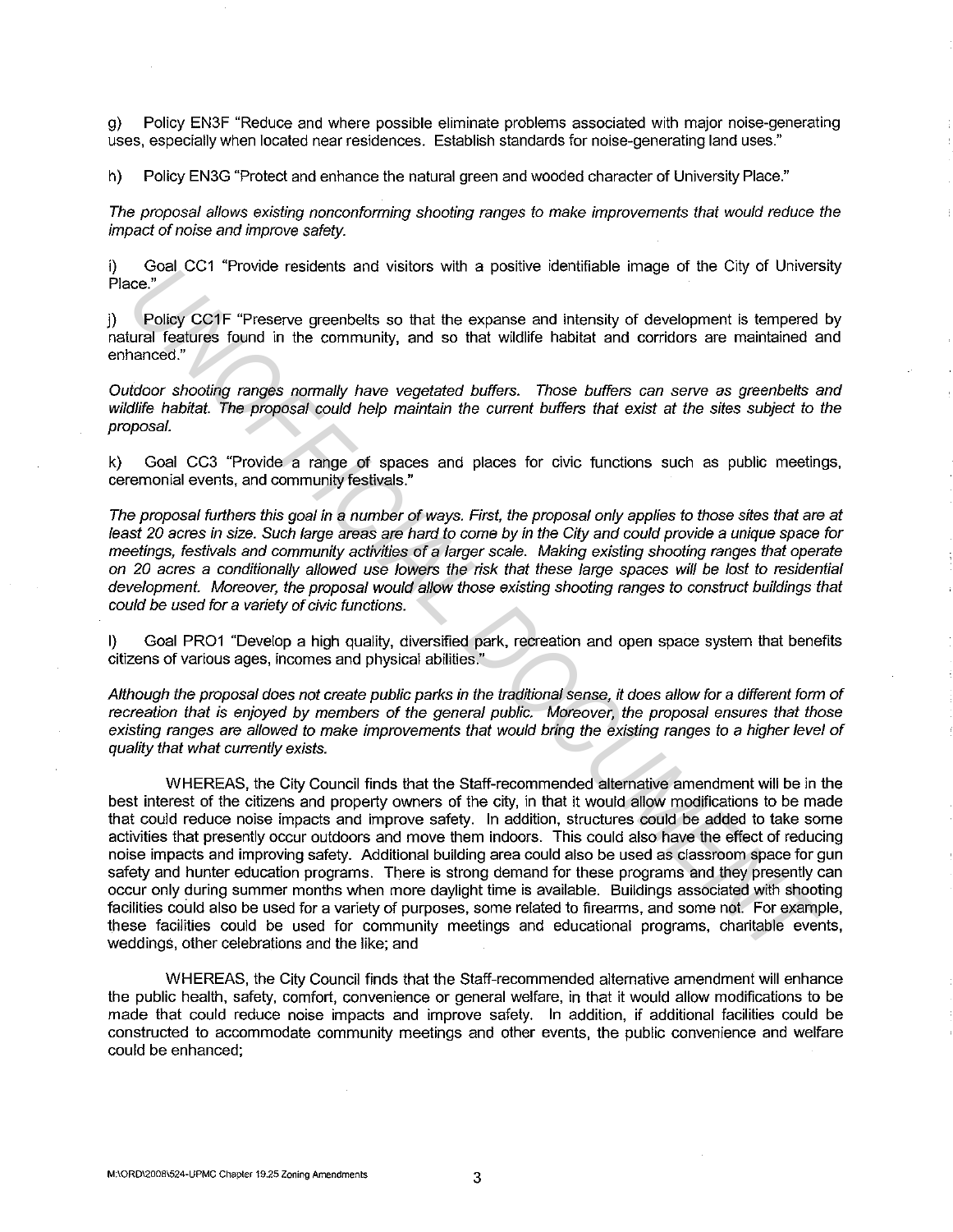g) Policy EN3F "Reduce and where possible eliminate problems associated with major noise-generating uses, especially when located near residences. Establish standards for noise-generating land uses."

h) Policy EN3G "Protect and enhance the natural green and wooded character of University Place."

*The proposal allows existing nonconforming shooting ranges to make improvements that would reduce the impact of noise and improve safety.*

i) Goal CC1 "Provide residents and visitors with a positive identifiable image of the City of University Place."

j) Policy CC1F "Preserve greenbelts so that the expanse and intensity of development is tempered by natural features found in the community, and so that wildlife habitat and corridors are maintained and enhanced."

*Outdoor shooting ranges normally have vegetated buffers. Those buffers can serve as greenbelts and wildlife habitat. The proposal could help maintain the current buffers that exist at the sites subject to the proposal.*

k) Goal CC3 "Provide a range of spaces and places for civic functions such as public meetings, ceremonial events, and community festivals."

*The proposal furthers this goal in a number of ways. First, the proposal only applies to those sites that are at least 20 acres in size. Such large areas are hard to come by in the City and could provide a unique space for meetings, festivals and community activities of a larger scale. Making existing shooting ranges that operate on 20 acres a conditionally allowed use lowers the risk that these large spaces will be lost to residential development. Moreover, the proposal would allow those existing shooting ranges to construct buildings that could be used for a variety of civic functions.*

l) Goal PRO1 "Develop a high quality, diversified park, recreation and open space system that benefits citizens of various ages, incomes and physical abilities."

*Although the proposal does not create public parks in the traditional sense, it does allow for a different form of recreation that is enjoyed by members of the general public. Moreover, the proposal ensures that those existing ranges are allowed to make improvements that would bring the existing ranges to a higher level of quality that what currently exists.*

WHEREAS, the City Council finds that the Staff-recommended alternative amendment will be in the best interest of the citizens and property owners of the city, in that it would allow modifications to be made that could reduce noise impacts and improve safety. In addition, structures could be added to take some activities that presently occur outdoors and move them indoors. This could also have the effect of reducing noise impacts and improving safety. Additional building area could also be used as classroom space for gun safety and hunter education programs. There is strong demand for these programs and they presently can occur only during summer months when more daylight time is available. Buildings associated with shooting facilities could also be used for a variety of purposes, some related to firearms, and some not. For example, these facilities could be used for community meetings and educational programs, charitable events, weddings, other celebrations and the like; and

WHEREAS, the City Council finds that the Staff-recommended alternative amendment will enhance the public health, safety, comfort, convenience or general welfare, in that it would allow modifications to be made that could reduce noise impacts and improve safety. In addition, if additional facilities could be constructed to accommodate community meetings and other events, the public convenience and welfare could be enhanced;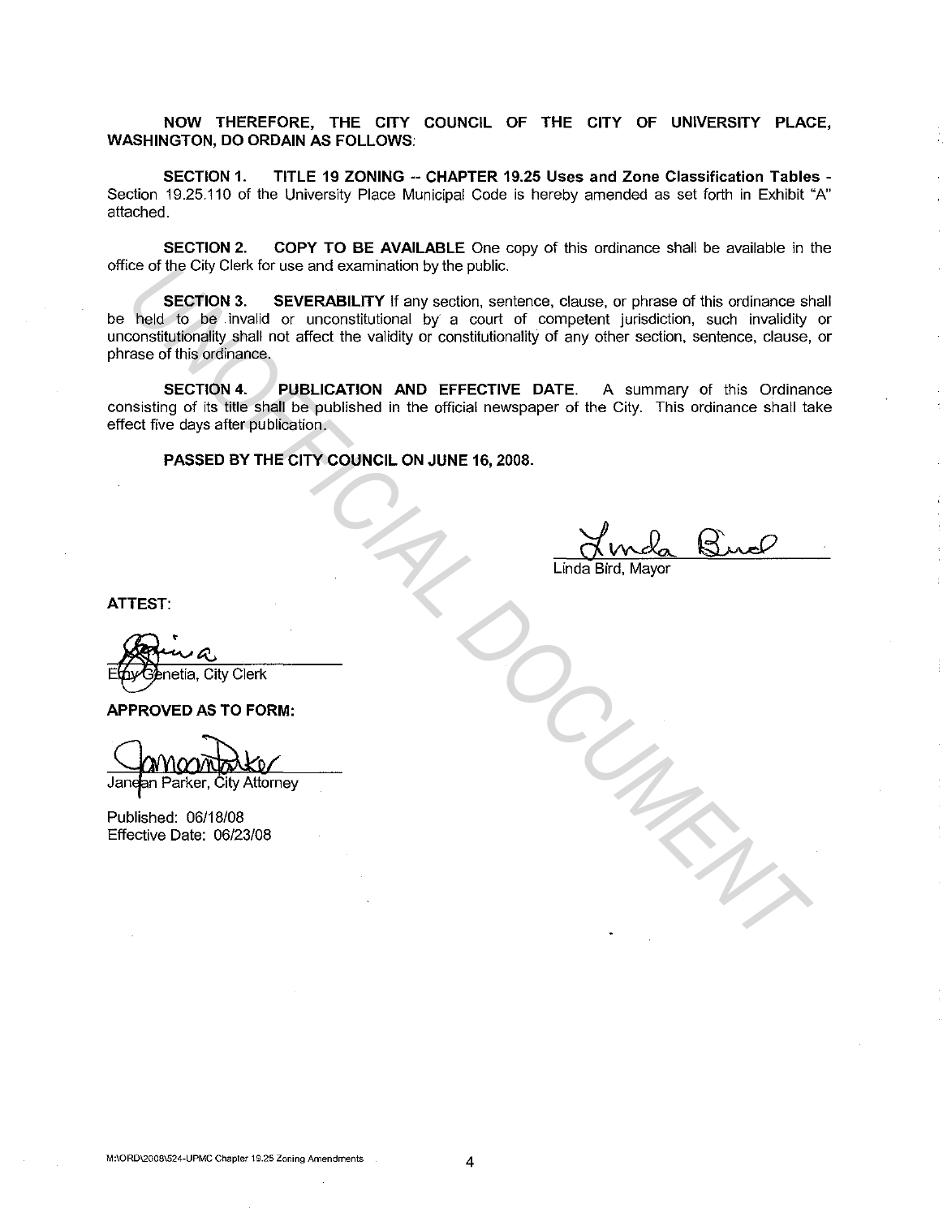**NOW THEREFORE, THE CITY COUNCIL OF THE CITY OF UNIVERSITY PLACE, WASHINGTON, DO ORDAIN AS FOLLOWS:**

**SECTION 1. TITLE 19 ZONING -- CHAPTER 19.25 Uses and Zone Classification Tables** - Section 19.25.110 of the University Place Municipal Code is hereby amended as set forth in Exhibit "A" attached.

**SECTION 2. COPY TO BE AVAILABLE** One copy of this ordinance shall be available in the office of the City Clerk for use and examination by the public.

**SECTION 3. SEVERABILITY** If any section, sentence, clause, or phrase of this ordinance shall be held to be invalid or unconstitutional by a court of competent jurisdiction, such invalidity or unconstitutionality shall not affect the validity or constitutionality of any other section, sentence, clause, or phrase of this ordinance.

**SECTION 4. PUBLICATION AND EFFECTIVE DATE.** A summary of this Ordinance consisting of its title shall be published in the official newspaper of the City. This ordinance shall take effect five days after publication.

**PASSED BY THE CITY COUNCIL ON JUNE 16, 2008.**

Linda Bird, Mayor

**ATTEST:**

Emy Genetia, City Clerk

**APPROVED AS TO FORM:**

Janean Parker, City Attorney

Published: 06/18/08
Effective Date: 06/23/08

UNOFFICIAL DOCUMENT

M:\ORD\2008\524-UPMC Chapter 19.25 Zoning Amendments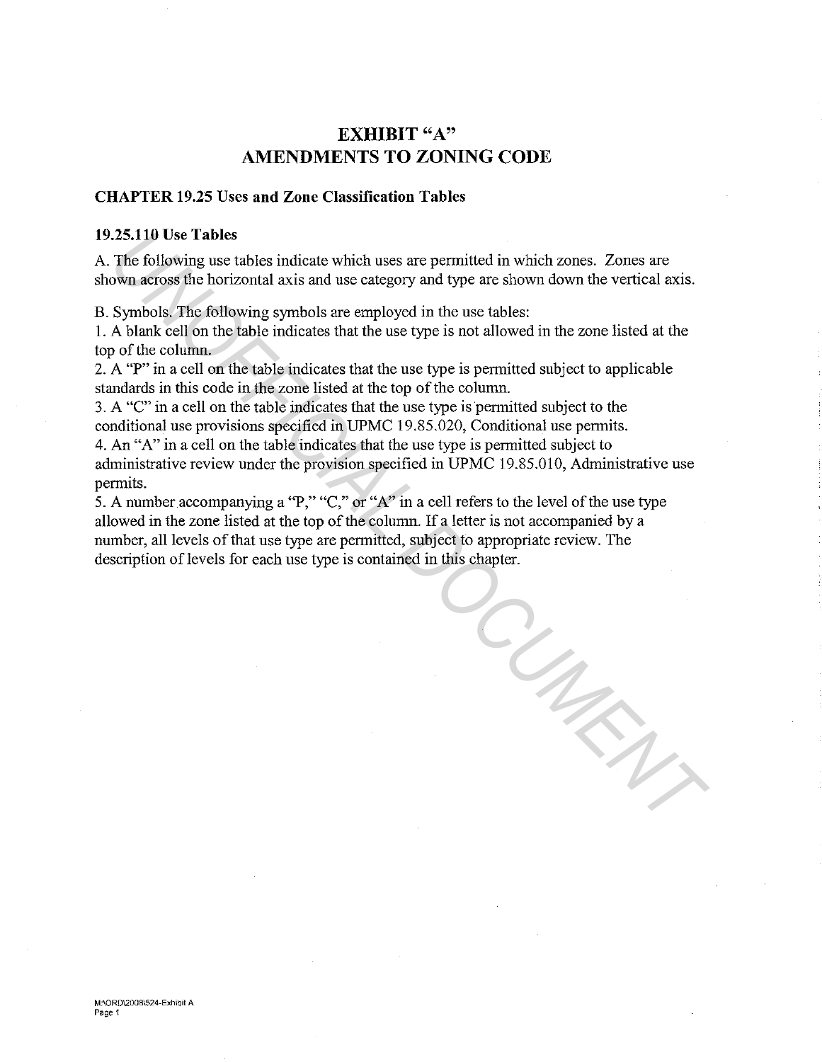# EXHIBIT "A"
# AMENDMENTS TO ZONING CODE

**CHAPTER 19.25 Uses and Zone Classification Tables**

**19.25.110 Use Tables**

A. The following use tables indicate which uses are permitted in which zones. Zones are shown across the horizontal axis and use category and type are shown down the vertical axis.

B. Symbols. The following symbols are employed in the use tables:

1. A blank cell on the table indicates that the use type is not allowed in the zone listed at the top of the column.
2. A "P" in a cell on the table indicates that the use type is permitted subject to applicable standards in this code in the zone listed at the top of the column.
3. A "C" in a cell on the table indicates that the use type is permitted subject to the conditional use provisions specified in UPMC 19.85.020, Conditional use permits.
4. An "A" in a cell on the table indicates that the use type is permitted subject to administrative review under the provision specified in UPMC 19.85.010, Administrative use permits.
5. A number accompanying a "P," "C," or "A" in a cell refers to the level of the use type allowed in the zone listed at the top of the column. If a letter is not accompanied by a number, all levels of that use type are permitted, subject to appropriate review. The description of levels for each use type is contained in this chapter.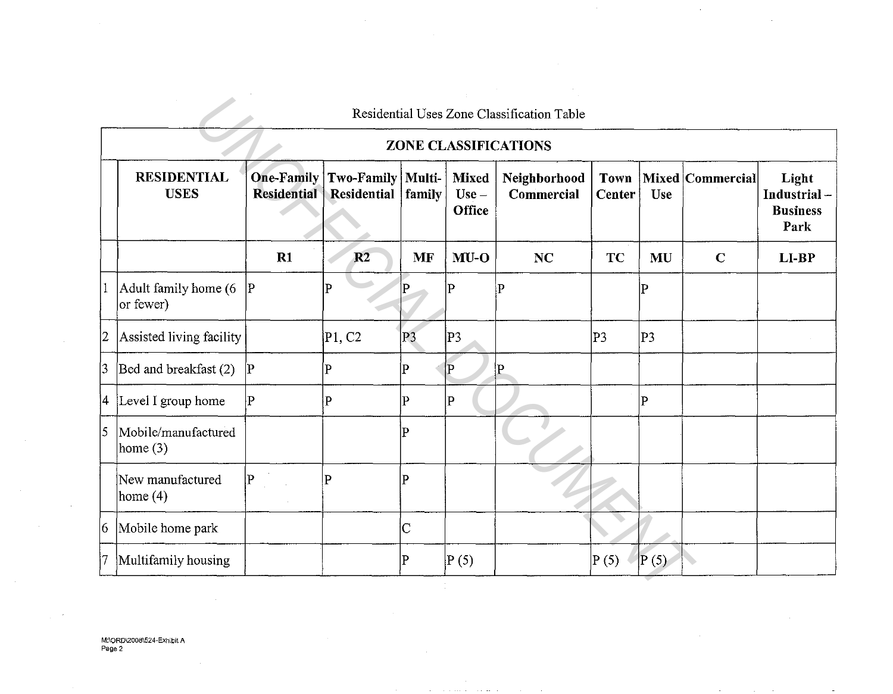Residential Uses Zone Classification Table

| | ZONE CLASSIFICATIONS | | | | | | | | | |
|---|---|---|---|---|---|---|---|---|---|---|
| | **RESIDENTIAL USES** | **One-Family Residential** | **Two-Family Residential** | **Multi-family** | **Mixed Use – Office** | **Neighborhood Commercial** | **Town Center** | **Mixed Use** | **Commercial** | **Light Industrial – Business Park** |
| | | **R1** | **R2** | **MF** | **MU-O** | **NC** | **TC** | **MU** | **C** | **LI-BP** |
| 1 | Adult family home (6 or fewer) | P | P | P | P | P | | P | | |
| 2 | Assisted living facility | | P1, C2 | P3 | P3 | | P3 | P3 | | |
| 3 | Bed and breakfast (2) | P | P | P | P | P | | | | |
| 4 | Level I group home | P | P | P | P | | | P | | |
| 5 | Mobile/manufactured home (3) | | | P | | | | | | |
| | New manufactured home (4) | P | P | P | | | | | | |
| 6 | Mobile home park | | | C | | | | | | |
| 7 | Multifamily housing | | | P | P (5) | | P (5) | P (5) | | |

M:\ORD\2008\524-Exhibit A
Page 2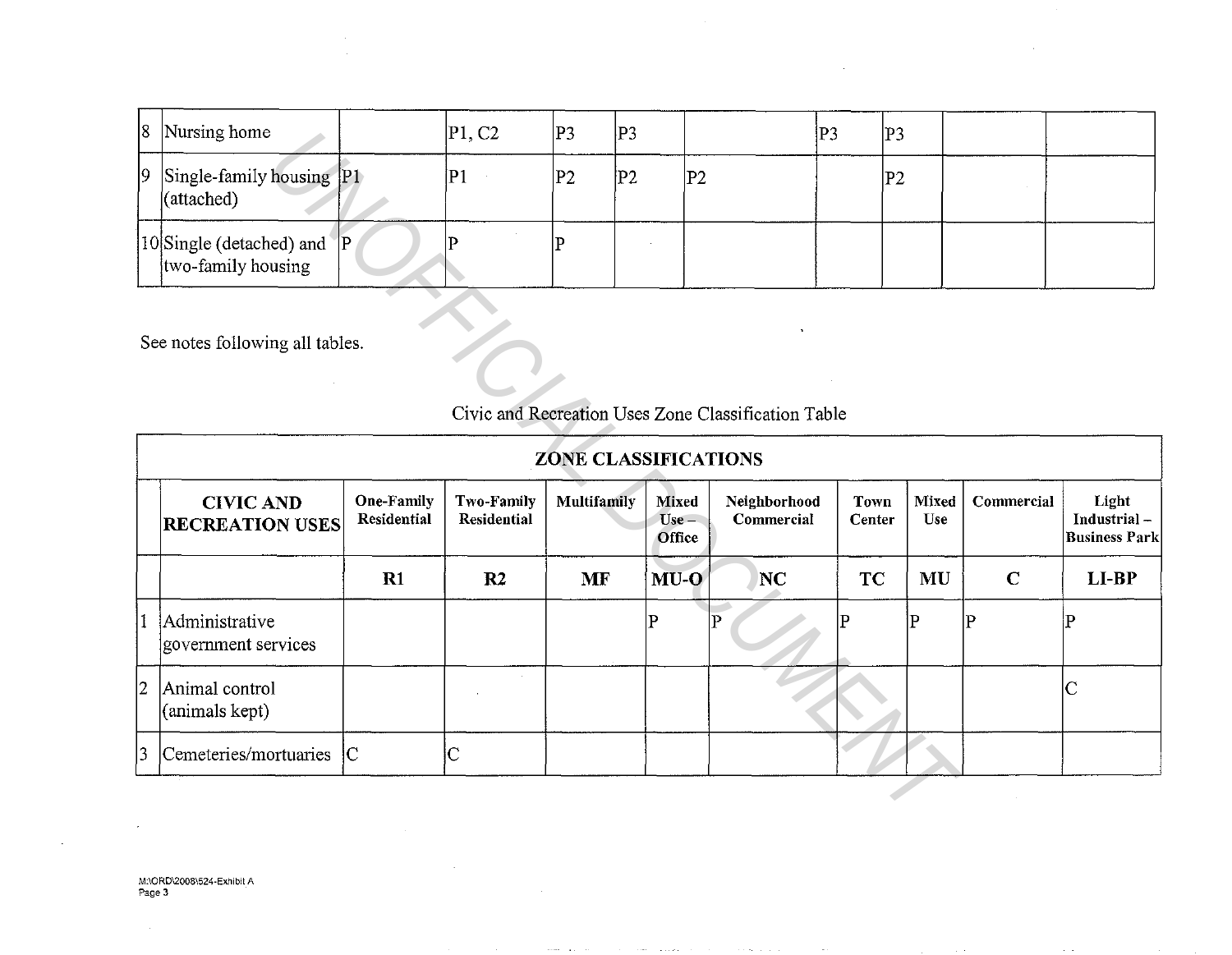| | | | | | | | | | | |
|---|---|---|---|---|---|---|---|---|---|---|
| 8 | Nursing home | | P1, C2 | P3 | P3 | | P3 | P3 | | |
| 9 | Single-family housing (attached) | P1 | P1 | P2 | P2 | P2 | | P2 | | |
| 10 | Single (detached) and two-family housing | P | P | P | | | | | | |

See notes following all tables.

Civic and Recreation Uses Zone Classification Table

| | **ZONE CLASSIFICATIONS** | | | | | | | | | |
|---|---|---|---|---|---|---|---|---|---|---|
| | **CIVIC AND RECREATION USES** | **One-Family Residential** | **Two-Family Residential** | **Multifamily** | **Mixed Use – Office** | **Neighborhood Commercial** | **Town Center** | **Mixed Use** | **Commercial** | **Light Industrial – Business Park** |
| | | **R1** | **R2** | **MF** | **MU-O** | **NC** | **TC** | **MU** | **C** | **LI-BP** |
| 1 | Administrative government services | | | | P | P | P | P | P | P |
| 2 | Animal control (animals kept) | | | | | | | | | C |
| 3 | Cemeteries/mortuaries | C | C | | | | | | | |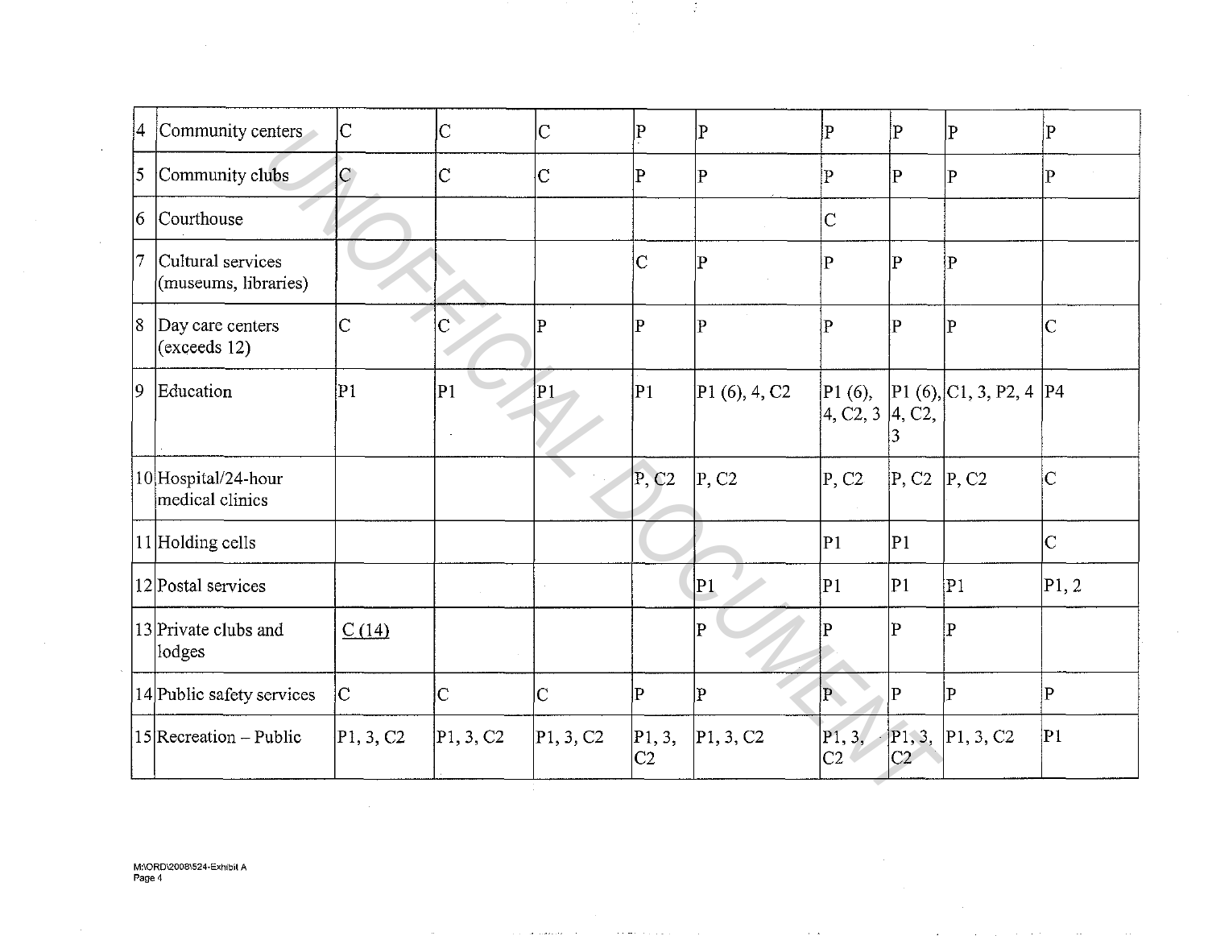| 4 | Community centers | C | C | C | P | P | P | P | P | P |
|---|---|---|---|---|---|---|---|---|---|---|
| 5 | Community clubs | C | C | C | P | P | P | P | P | P |
| 6 | Courthouse | | | | | | C | | | |
| 7 | Cultural services (museums, libraries) | | | | C | P | P | P | P | |
| 8 | Day care centers (exceeds 12) | C | C | P | P | P | P | P | P | C |
| 9 | Education | P1 | P1 | P1 | P1 | P1 (6), 4, C2 | P1 (6), 4, C2, 3 | P1 (6), 4, C2, 3 | C1, 3, P2, 4 | P4 |
| 10 | Hospital/24-hour medical clinics | | | | P, C2 | P, C2 | P, C2 | P, C2 | P, C2 | C |
| 11 | Holding cells | | | | | | P1 | P1 | | C |
| 12 | Postal services | | | | | P1 | P1 | P1 | P1 | P1, 2 |
| 13 | Private clubs and lodges | C (14) | | | | P | P | P | P | |
| 14 | Public safety services | C | C | C | P | P | P | P | P | P |
| 15 | Recreation – Public | P1, 3, C2 | P1, 3, C2 | P1, 3, C2 | P1, 3, C2 | P1, 3, C2 | P1, 3, C2 | P1, 3, C2 | P1, 3, C2 | P1 |

M:\ORD\2008\524-Exhibit A
Page 4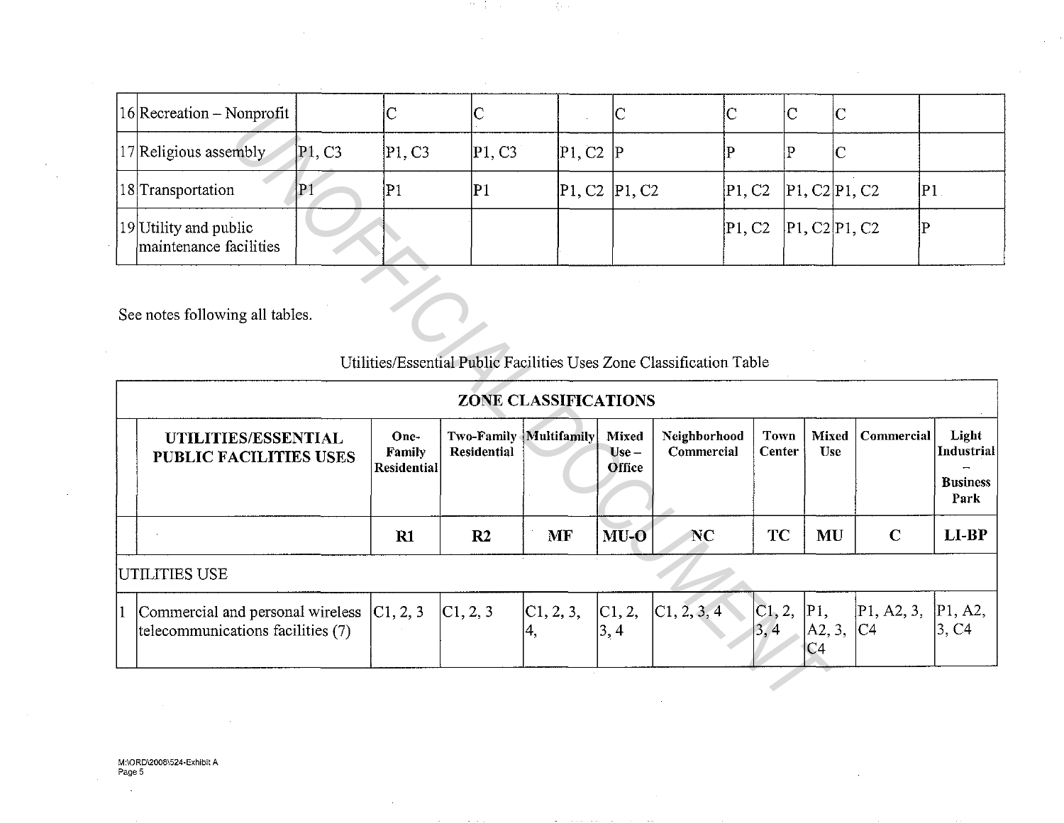| 16 | Recreation – Nonprofit | | C | C | | C | C | C | C | |
|---|---|---|---|---|---|---|---|---|---|---|
| 17 | Religious assembly | P1, C3 | P1, C3 | P1, C3 | P1, C2 | P | P | P | C | |
| 18 | Transportation | P1 | P1 | P1 | P1, C2 | P1, C2 | P1, C2 | P1, C2 | P1, C2 | P1 |
| 19 | Utility and public maintenance facilities | | | | | | P1, C2 | P1, C2 | P1, C2 | P |

See notes following all tables.

Utilities/Essential Public Facilities Uses Zone Classification Table

| | ZONE CLASSIFICATIONS | | | | | | | | | |
|---|---|---|---|---|---|---|---|---|---|---|
| | **UTILITIES/ESSENTIAL PUBLIC FACILITIES USES** | **One-Family Residential** | **Two-Family Residential** | **Multifamily** | **Mixed Use – Office** | **Neighborhood Commercial** | **Town Center** | **Mixed Use** | **Commercial** | **Light Industrial – Business Park** |
| | | **R1** | **R2** | **MF** | **MU-O** | **NC** | **TC** | **MU** | **C** | **LI-BP** |
| UTILITIES USE | | | | | | | | | | |
| 1 | Commercial and personal wireless telecommunications facilities (7) | C1, 2, 3 | C1, 2, 3 | C1, 2, 3, 4, | C1, 2, 3, 4 | C1, 2, 3, 4 | C1, 2, 3, 4 | P1, A2, 3, C4 | P1, A2, 3, C4 | P1, A2, 3, C4 |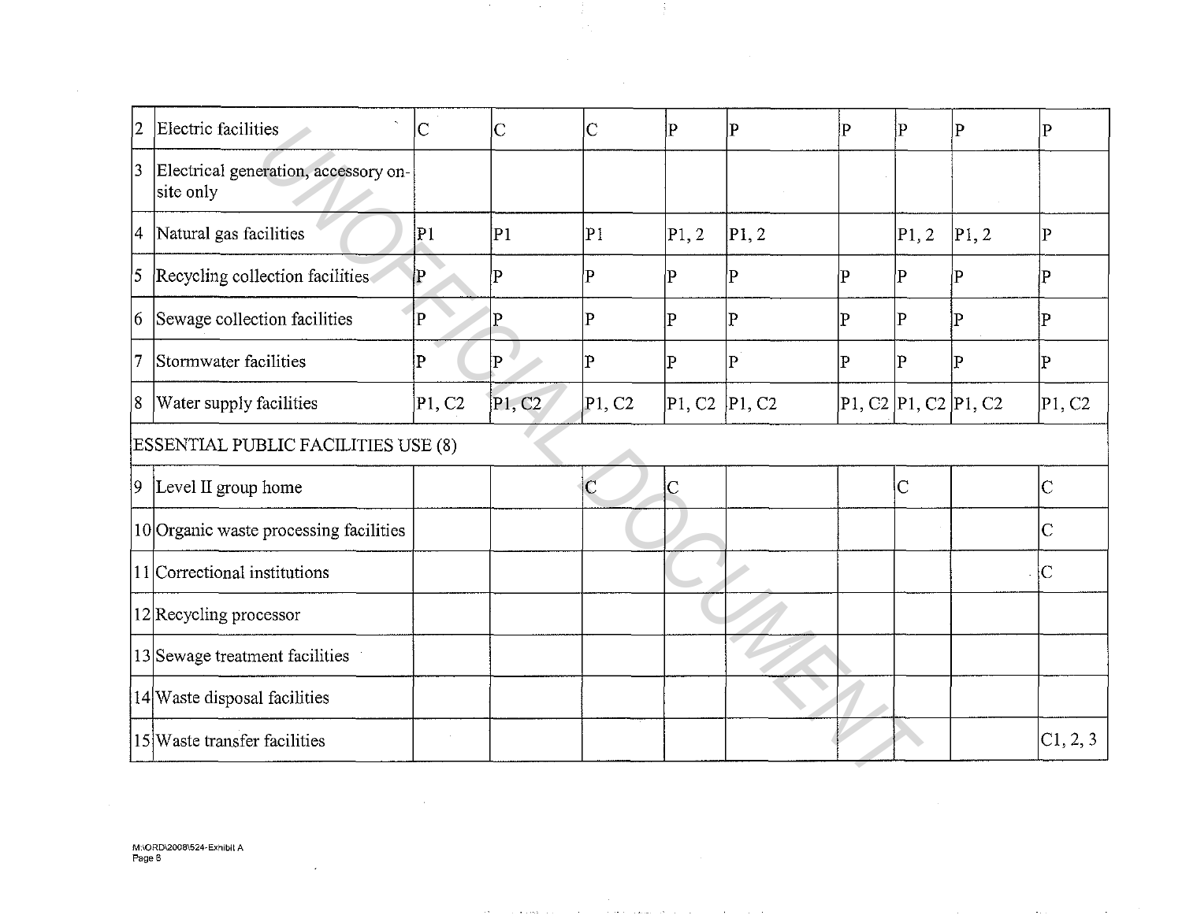| 2 | Electric facilities | C | C | C | P | P | P | P | P | P |
|---|---|---|---|---|---|---|---|---|---|---|
| 3 | Electrical generation, accessory on-site only | | | | | | | | | |
| 4 | Natural gas facilities | P1 | P1 | P1 | P1, 2 | P1, 2 | | P1, 2 | P1, 2 | P |
| 5 | Recycling collection facilities | P | P | P | P | P | P | P | P | P |
| 6 | Sewage collection facilities | P | P | P | P | P | P | P | P | P |
| 7 | Stormwater facilities | P | P | P | P | P | P | P | P | P |
| 8 | Water supply facilities | P1, C2 | P1, C2 | P1, C2 | P1, C2 | P1, C2 | P1, C2 | P1, C2 | P1, C2 | P1, C2 |
| ESSENTIAL PUBLIC FACILITIES USE (8) | | | | | | | | | | |
| 9 | Level II group home | | | C | C | | | C | | C |
| 10 | Organic waste processing facilities | | | | | | | | | C |
| 11 | Correctional institutions | | | | | | | | | C |
| 12 | Recycling processor | | | | | | | | | |
| 13 | Sewage treatment facilities | | | | | | | | | |
| 14 | Waste disposal facilities | | | | | | | | | |
| 15 | Waste transfer facilities | | | | | | | | | C1, 2, 3 |

M:\ORD\2008\524-Exhibit A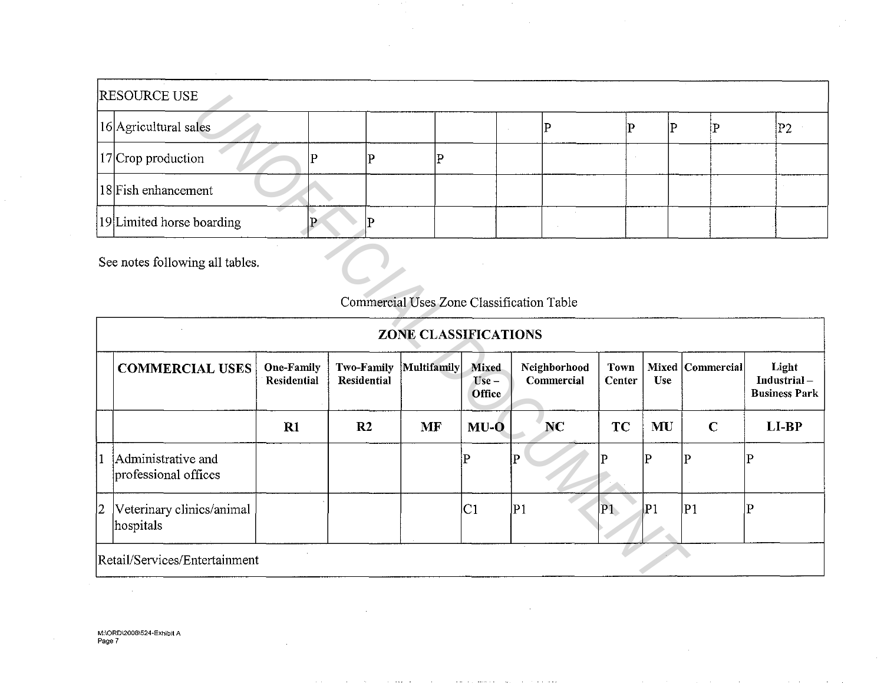| RESOURCE USE | | | | | | | | | | |
|---|---|---|---|---|---|---|---|---|---|---|
| 16 | Agricultural sales | | | | | P | P | P | P | P2 |
| 17 | Crop production | P | P | P | | | | | | |
| 18 | Fish enhancement | | | | | | | | | |
| 19 | Limited horse boarding | P | P | | | | | | | |

See notes following all tables.

Commercial Uses Zone Classification Table

| ZONE CLASSIFICATIONS | | | | | | | | | | |
|---|---|---|---|---|---|---|---|---|---|---|
| | **COMMERCIAL USES** | **One-Family Residential** | **Two-Family Residential** | **Multifamily** | **Mixed Use – Office** | **Neighborhood Commercial** | **Town Center** | **Mixed Use** | **Commercial** | **Light Industrial – Business Park** |
| | | **R1** | **R2** | **MF** | **MU-O** | **NC** | **TC** | **MU** | **C** | **LI-BP** |
| 1 | Administrative and professional offices | | | | P | P | P | P | P | P |
| 2 | Veterinary clinics/animal hospitals | | | | C1 | P1 | P1 | P1 | P1 | P |
| Retail/Services/Entertainment | | | | | | | | | | |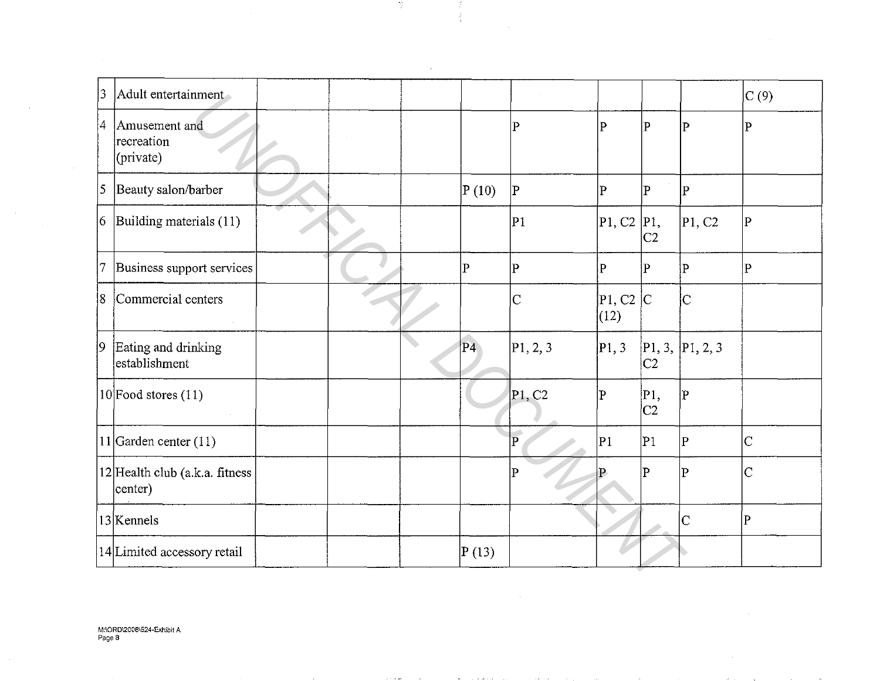| | | | | | | | | | | |
|---|---|---|---|---|---|---|---|---|---|---|
| 3 | Adult entertainment | | | | | | | | | C (9) |
| 4 | Amusement and recreation (private) | | | | | P | P | P | P | P |
| 5 | Beauty salon/barber | | | | P (10) | P | P | P | P | |
| 6 | Building materials (11) | | | | | P1 | P1, C2 | P1, C2 | P1, C2 | P |
| 7 | Business support services | | | | P | P | P | P | P | P |
| 8 | Commercial centers | | | | | C | P1, C2 (12) | C | C | |
| 9 | Eating and drinking establishment | | | | P4 | P1, 2, 3 | P1, 3 | P1, 3, C2 | P1, 2, 3 | |
| 10 | Food stores (11) | | | | | P1, C2 | P | P1, C2 | P | |
| 11 | Garden center (11) | | | | | P | P1 | P1 | P | C |
| 12 | Health club (a.k.a. fitness center) | | | | | P | P | P | P | C |
| 13 | Kennels | | | | | | | | C | P |
| 14 | Limited accessory retail | | | | P (13) | | | | | |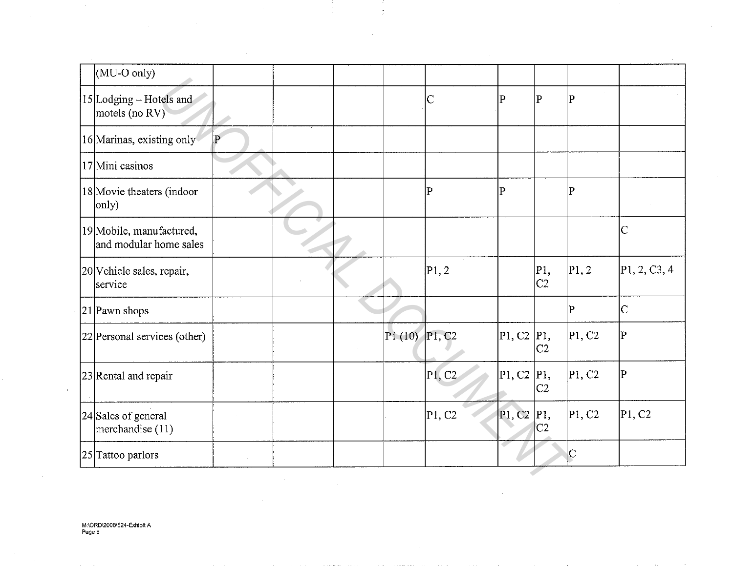| | (MU-O only) | | | | | | | | | |
|---|---|---|---|---|---|---|---|---|---|---|
| 15 | Lodging – Hotels and motels (no RV) | | | | | C | P | P | P | |
| 16 | Marinas, existing only | P | | | | | | | | |
| 17 | Mini casinos | | | | | | | | | |
| 18 | Movie theaters (indoor only) | | | | | P | P | | P | |
| 19 | Mobile, manufactured, and modular home sales | | | | | | | | | C |
| 20 | Vehicle sales, repair, service | | | | | P1, 2 | | P1, C2 | P1, 2 | P1, 2, C3, 4 |
| 21 | Pawn shops | | | | | | | | P | C |
| 22 | Personal services (other) | | | | P1 (10) | P1, C2 | P1, C2 | P1, C2 | P1, C2 | P |
| 23 | Rental and repair | | | | | P1, C2 | P1, C2 | P1, C2 | P1, C2 | P |
| 24 | Sales of general merchandise (11) | | | | | P1, C2 | P1, C2 | P1, C2 | P1, C2 | P1, C2 |
| 25 | Tattoo parlors | | | | | | | | C | |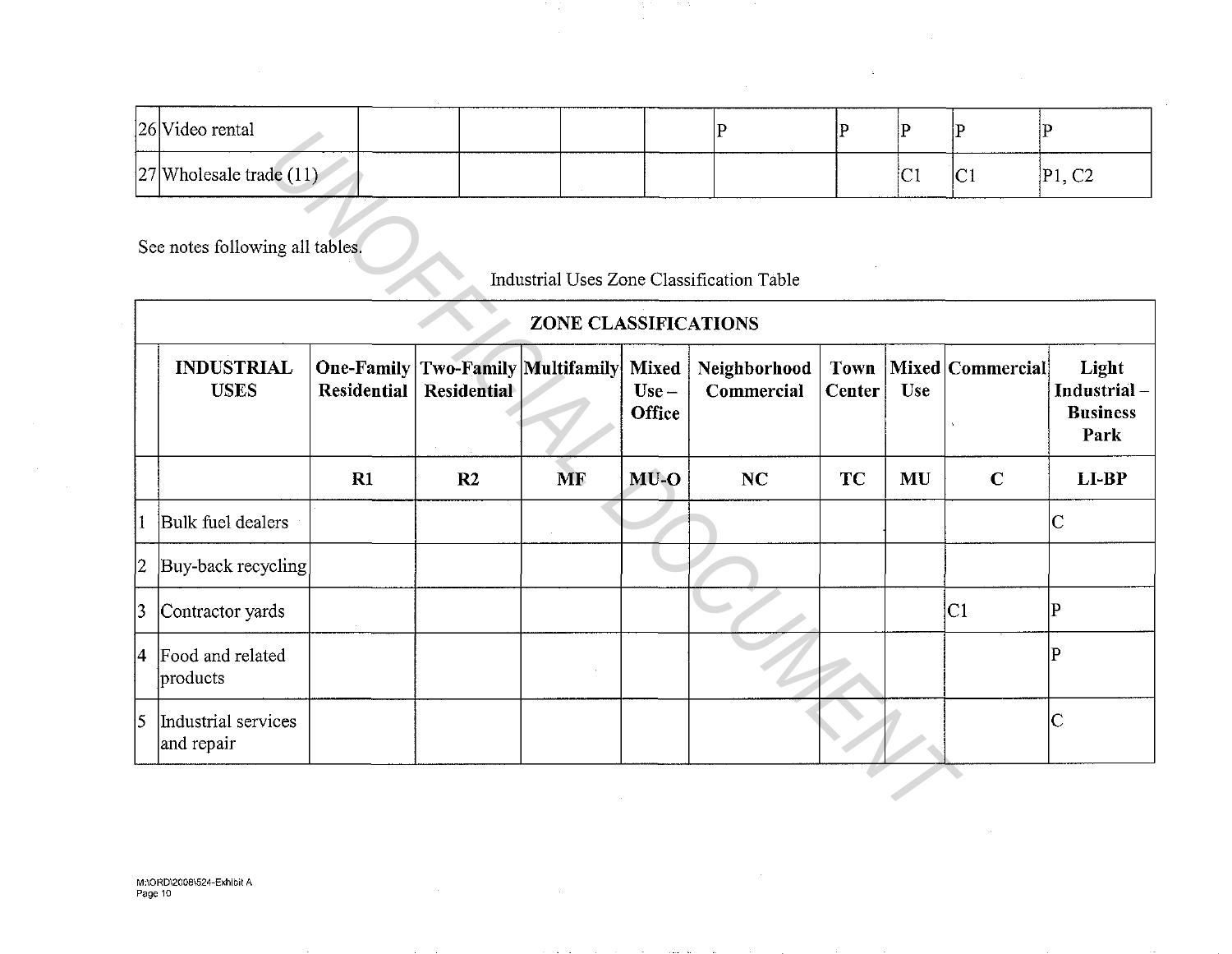| | | | | | | | | | | |
|---|---|---|---|---|---|---|---|---|---|---|
| 26 | Video rental | | | | | P | P | P | P | P |
| 27 | Wholesale trade (11) | | | | | | | C1 | C1 | P1, C2 |

See notes following all tables.

Industrial Uses Zone Classification Table

| ZONE CLASSIFICATIONS | | | | | | | | | | |
|---|---|---|---|---|---|---|---|---|---|---|
| | **INDUSTRIAL USES** | **One-Family Residential** | **Two-Family Residential** | **Multifamily** | **Mixed Use – Office** | **Neighborhood Commercial** | **Town Center** | **Mixed Use** | **Commercial** | **Light Industrial – Business Park** |
| | | **R1** | **R2** | **MF** | **MU-O** | **NC** | **TC** | **MU** | **C** | **LI-BP** |
| 1 | Bulk fuel dealers | | | | | | | | | C |
| 2 | Buy-back recycling | | | | | | | | | |
| 3 | Contractor yards | | | | | | | | C1 | P |
| 4 | Food and related products | | | | | | | | | P |
| 5 | Industrial services and repair | | | | | | | | | C |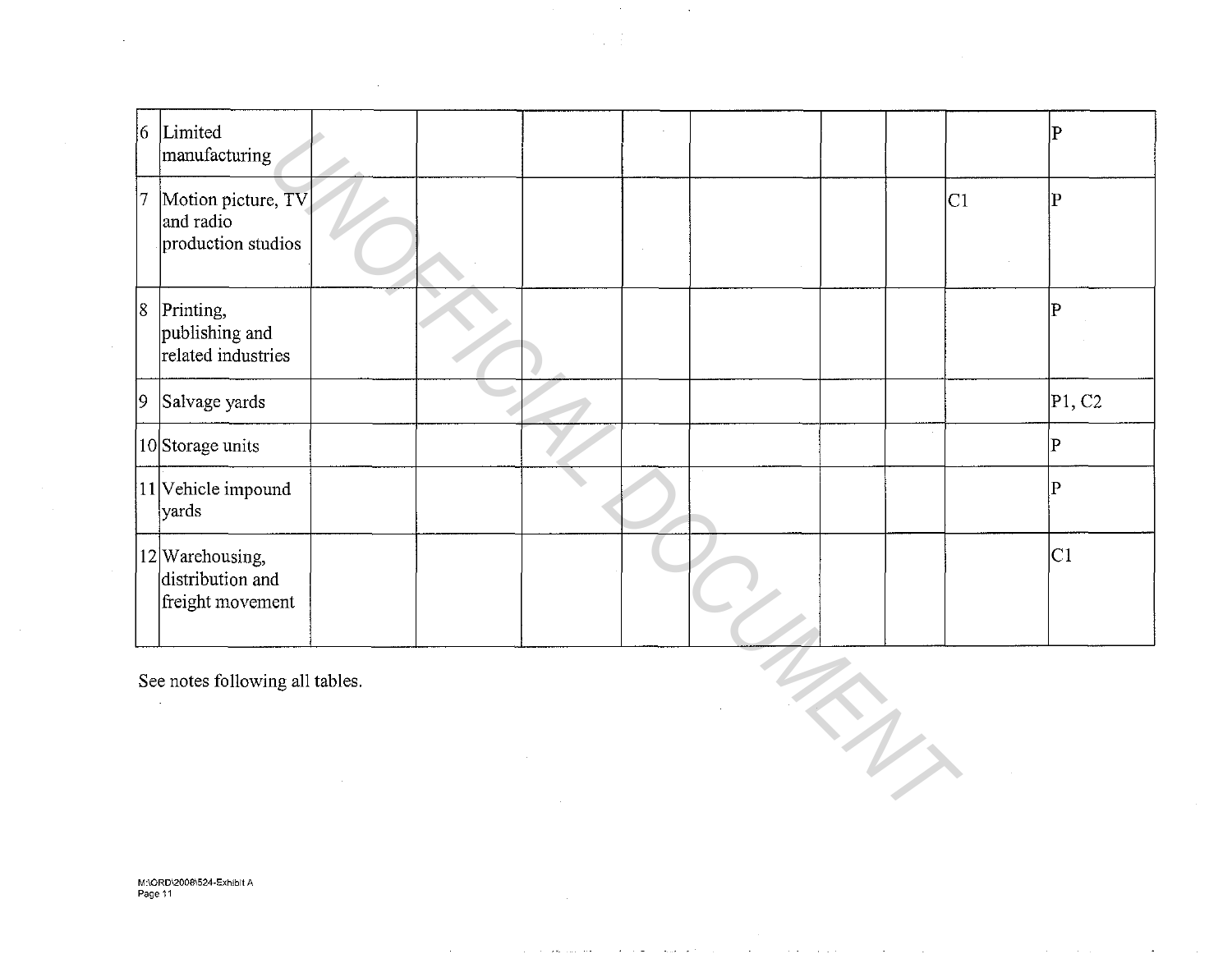| | | | | | | | | | | |
|---|---|---|---|---|---|---|---|---|---|---|
| 6 | Limited manufacturing | | | | | | | | | P |
| 7 | Motion picture, TV and radio production studios | | | | | | | | C1 | P |
| 8 | Printing, publishing and related industries | | | | | | | | | P |
| 9 | Salvage yards | | | | | | | | | P1, C2 |
| 10 | Storage units | | | | | | | | | P |
| 11 | Vehicle impound yards | | | | | | | | | P |
| 12 | Warehousing, distribution and freight movement | | | | | | | | | C1 |

See notes following all tables.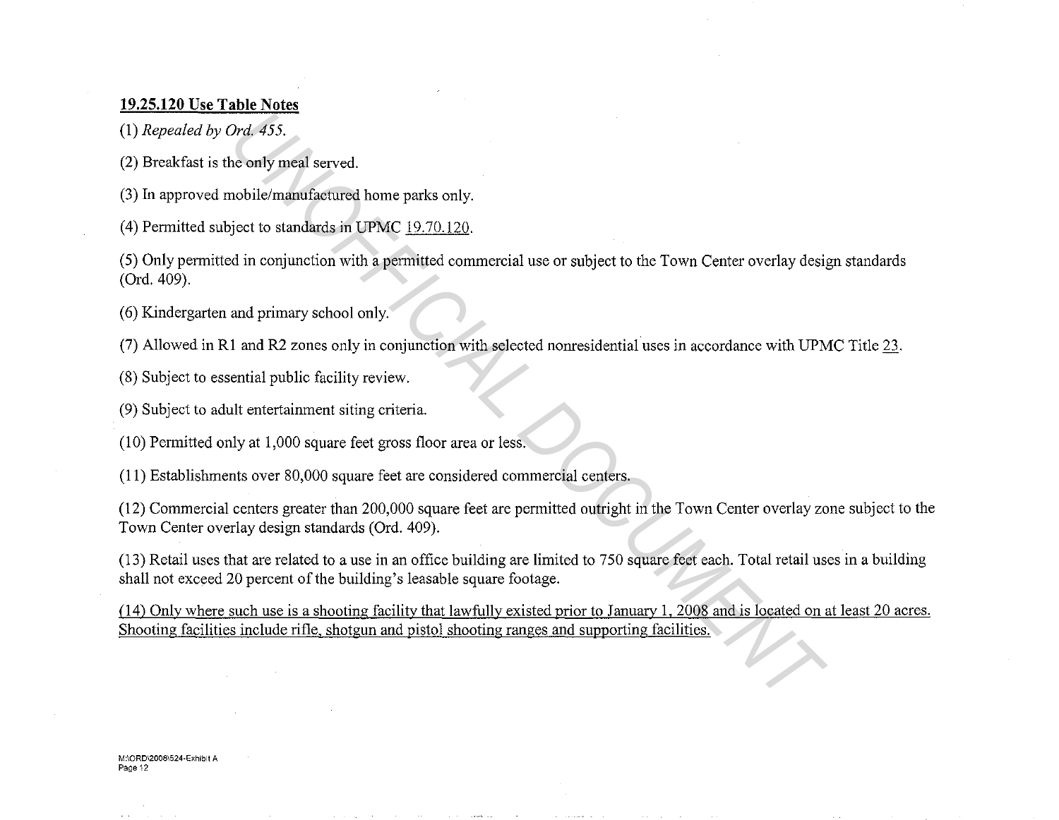**19.25.120 Use Table Notes**

(1) *Repealed by Ord. 455.*

(2) Breakfast is the only meal served.

(3) In approved mobile/manufactured home parks only.

(4) Permitted subject to standards in UPMC 19.70.120.

(5) Only permitted in conjunction with a permitted commercial use or subject to the Town Center overlay design standards (Ord. 409).

(6) Kindergarten and primary school only.

(7) Allowed in R1 and R2 zones only in conjunction with selected nonresidential uses in accordance with UPMC Title 23.

(8) Subject to essential public facility review.

(9) Subject to adult entertainment siting criteria.

(10) Permitted only at 1,000 square feet gross floor area or less.

(11) Establishments over 80,000 square feet are considered commercial centers.

(12) Commercial centers greater than 200,000 square feet are permitted outright in the Town Center overlay zone subject to the Town Center overlay design standards (Ord. 409).

(13) Retail uses that are related to a use in an office building are limited to 750 square feet each. Total retail uses in a building shall not exceed 20 percent of the building's leasable square footage.

(14) Only where such use is a shooting facility that lawfully existed prior to January 1, 2008 and is located on at least 20 acres. Shooting facilities include rifle, shotgun and pistol shooting ranges and supporting facilities.

M:\ORD\2008\524-Exhibit A
Page 12